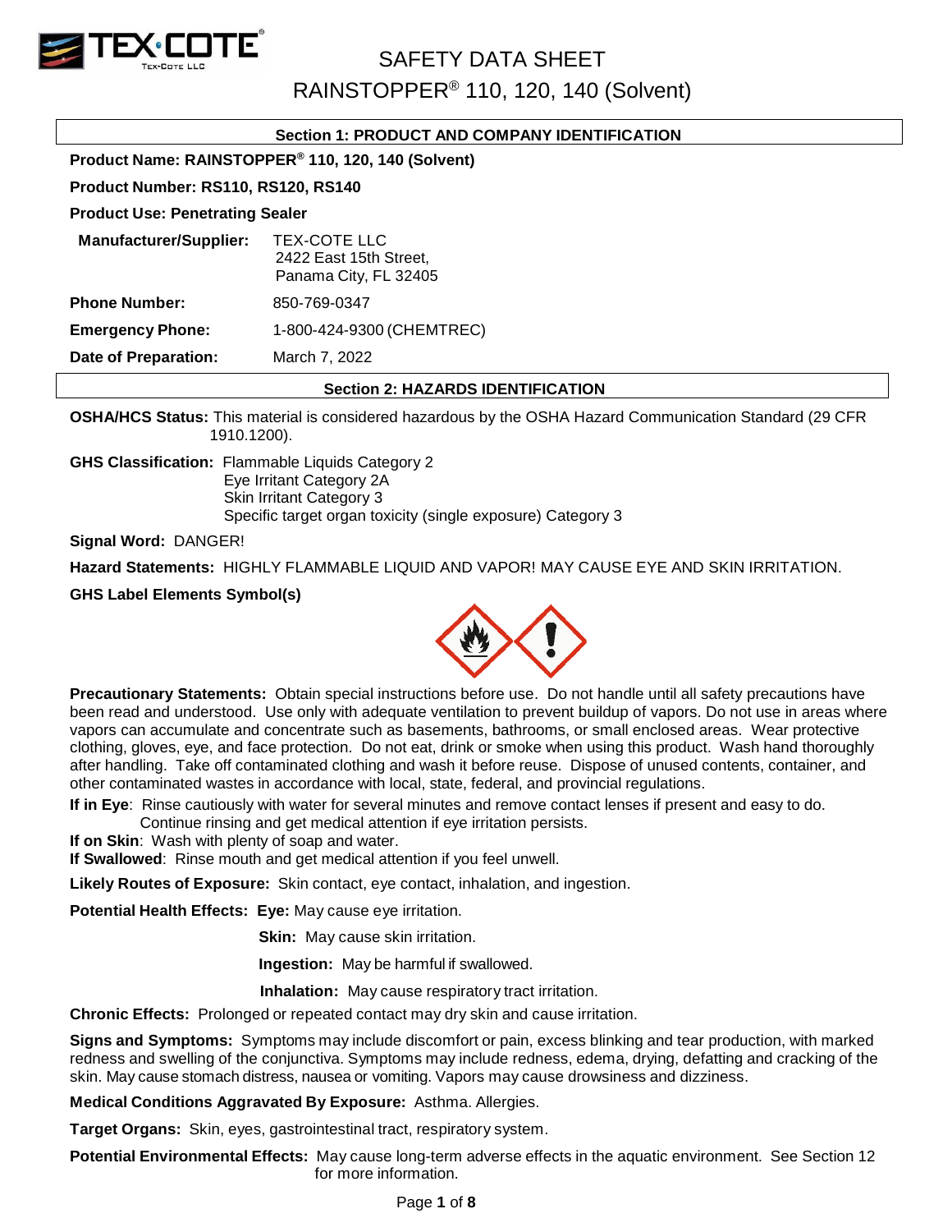# SAFETY DATA SHEET

# RAINSTOPPER® 110, 120, 140 (Solvent)

## Section 1: PRODUCT AND COMPANY IDENTIFICATION

**Product Name: RAINSTOPPER® 110, 120, 140 (Solvent)**

**Product Number: RS110, RS120, RS140**

**Product Use: Penetrating Sealer**

**Manufacturer/Supplier:** TEX-COTE LLC
2422 East 15th Street,
Panama City, FL 32405

**Phone Number:** 850-769-0347

**Emergency Phone:** 1-800-424-9300 (CHEMTREC)

**Date of Preparation:** March 7, 2022

## Section 2: HAZARDS IDENTIFICATION

**OSHA/HCS Status:** This material is considered hazardous by the OSHA Hazard Communication Standard (29 CFR 1910.1200).

**GHS Classification:** Flammable Liquids Category 2
Eye Irritant Category 2A
Skin Irritant Category 3
Specific target organ toxicity (single exposure) Category 3

**Signal Word:** DANGER!

**Hazard Statements:** HIGHLY FLAMMABLE LIQUID AND VAPOR! MAY CAUSE EYE AND SKIN IRRITATION.

**GHS Label Elements Symbol(s)**

**Precautionary Statements:** Obtain special instructions before use. Do not handle until all safety precautions have been read and understood. Use only with adequate ventilation to prevent buildup of vapors. Do not use in areas where vapors can accumulate and concentrate such as basements, bathrooms, or small enclosed areas. Wear protective clothing, gloves, eye, and face protection. Do not eat, drink or smoke when using this product. Wash hand thoroughly after handling. Take off contaminated clothing and wash it before reuse. Dispose of unused contents, container, and other contaminated wastes in accordance with local, state, federal, and provincial regulations.

**If in Eye**: Rinse cautiously with water for several minutes and remove contact lenses if present and easy to do. Continue rinsing and get medical attention if eye irritation persists.
**If on Skin**: Wash with plenty of soap and water.
**If Swallowed**: Rinse mouth and get medical attention if you feel unwell.

**Likely Routes of Exposure:** Skin contact, eye contact, inhalation, and ingestion.

**Potential Health Effects:** **Eye:** May cause eye irritation.

**Skin:** May cause skin irritation.

**Ingestion:** May be harmful if swallowed.

**Inhalation:** May cause respiratory tract irritation.

**Chronic Effects:** Prolonged or repeated contact may dry skin and cause irritation.

**Signs and Symptoms:** Symptoms may include discomfort or pain, excess blinking and tear production, with marked redness and swelling of the conjunctiva. Symptoms may include redness, edema, drying, defatting and cracking of the skin. May cause stomach distress, nausea or vomiting. Vapors may cause drowsiness and dizziness.

**Medical Conditions Aggravated By Exposure:** Asthma. Allergies.

**Target Organs:** Skin, eyes, gastrointestinal tract, respiratory system.

**Potential Environmental Effects:** May cause long-term adverse effects in the aquatic environment. See Section 12 for more information.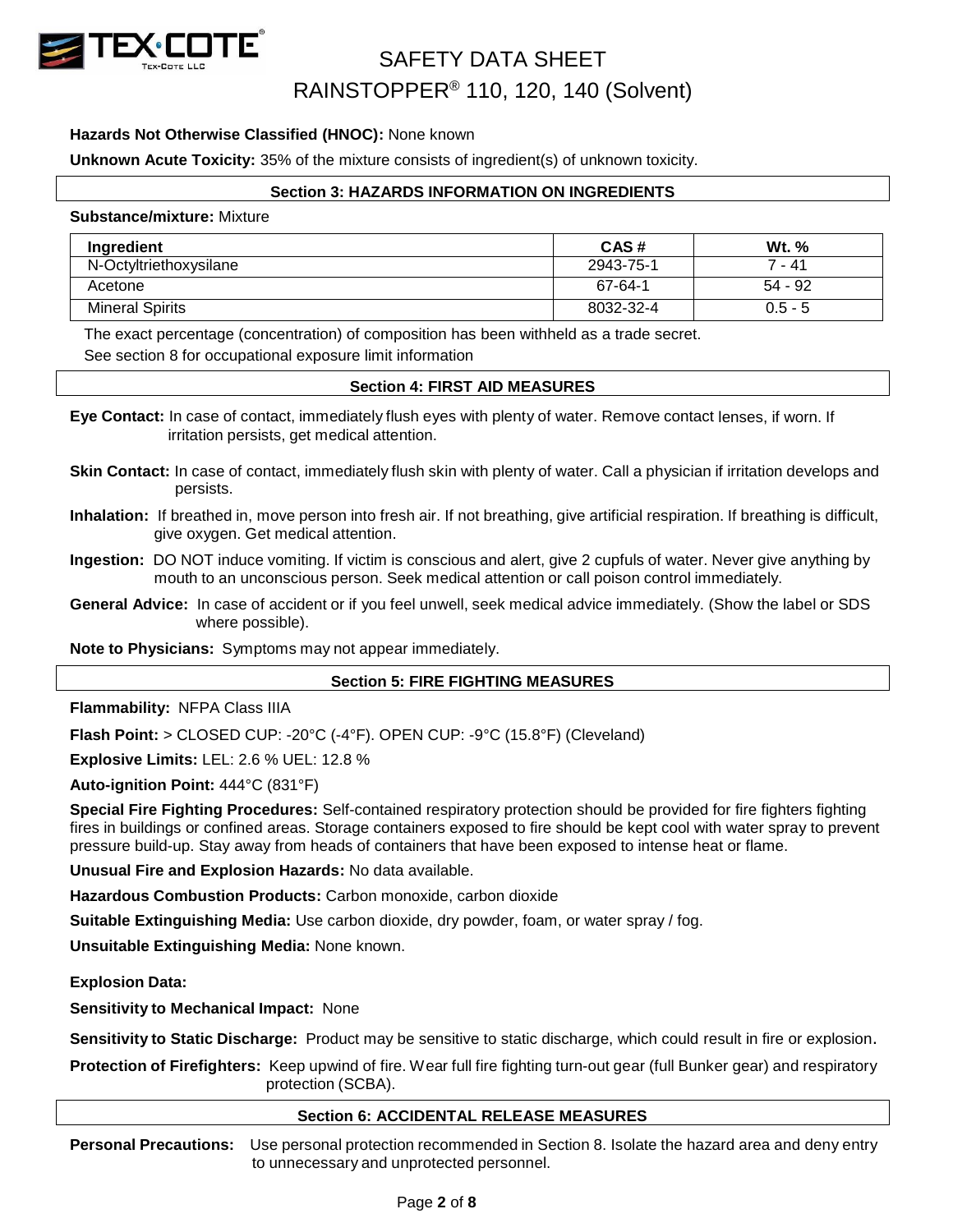**Hazards Not Otherwise Classified (HNOC):** None known

**Unknown Acute Toxicity:** 35% of the mixture consists of ingredient(s) of unknown toxicity.

## Section 3: HAZARDS INFORMATION ON INGREDIENTS

**Substance/mixture:** Mixture

| Ingredient | CAS # | Wt. % |
|---|---|---|
| N-Octyltriethoxysilane | 2943-75-1 | 7 - 41 |
| Acetone | 67-64-1 | 54 - 92 |
| Mineral Spirits | 8032-32-4 | 0.5 - 5 |

The exact percentage (concentration) of composition has been withheld as a trade secret.

See section 8 for occupational exposure limit information

## Section 4: FIRST AID MEASURES

**Eye Contact:** In case of contact, immediately flush eyes with plenty of water. Remove contact lenses, if worn. If irritation persists, get medical attention.

**Skin Contact:** In case of contact, immediately flush skin with plenty of water. Call a physician if irritation develops and persists.

**Inhalation:** If breathed in, move person into fresh air. If not breathing, give artificial respiration. If breathing is difficult, give oxygen. Get medical attention.

**Ingestion:** DO NOT induce vomiting. If victim is conscious and alert, give 2 cupfuls of water. Never give anything by mouth to an unconscious person. Seek medical attention or call poison control immediately.

**General Advice:** In case of accident or if you feel unwell, seek medical advice immediately. (Show the label or SDS where possible).

**Note to Physicians:** Symptoms may not appear immediately.

## Section 5: FIRE FIGHTING MEASURES

**Flammability:** NFPA Class IIIA

**Flash Point:** > CLOSED CUP: -20°C (-4°F). OPEN CUP: -9°C (15.8°F) (Cleveland)

**Explosive Limits:** LEL: 2.6 % UEL: 12.8 %

**Auto-ignition Point:** 444°C (831°F)

**Special Fire Fighting Procedures:** Self-contained respiratory protection should be provided for fire fighters fighting fires in buildings or confined areas. Storage containers exposed to fire should be kept cool with water spray to prevent pressure build-up. Stay away from heads of containers that have been exposed to intense heat or flame.

**Unusual Fire and Explosion Hazards:** No data available.

**Hazardous Combustion Products:** Carbon monoxide, carbon dioxide

**Suitable Extinguishing Media:** Use carbon dioxide, dry powder, foam, or water spray / fog.

**Unsuitable Extinguishing Media:** None known.

**Explosion Data:**

**Sensitivity to Mechanical Impact:** None

**Sensitivity to Static Discharge:** Product may be sensitive to static discharge, which could result in fire or explosion.

**Protection of Firefighters:** Keep upwind of fire. Wear full fire fighting turn-out gear (full Bunker gear) and respiratory protection (SCBA).

## Section 6: ACCIDENTAL RELEASE MEASURES

**Personal Precautions:** Use personal protection recommended in Section 8. Isolate the hazard area and deny entry to unnecessary and unprotected personnel.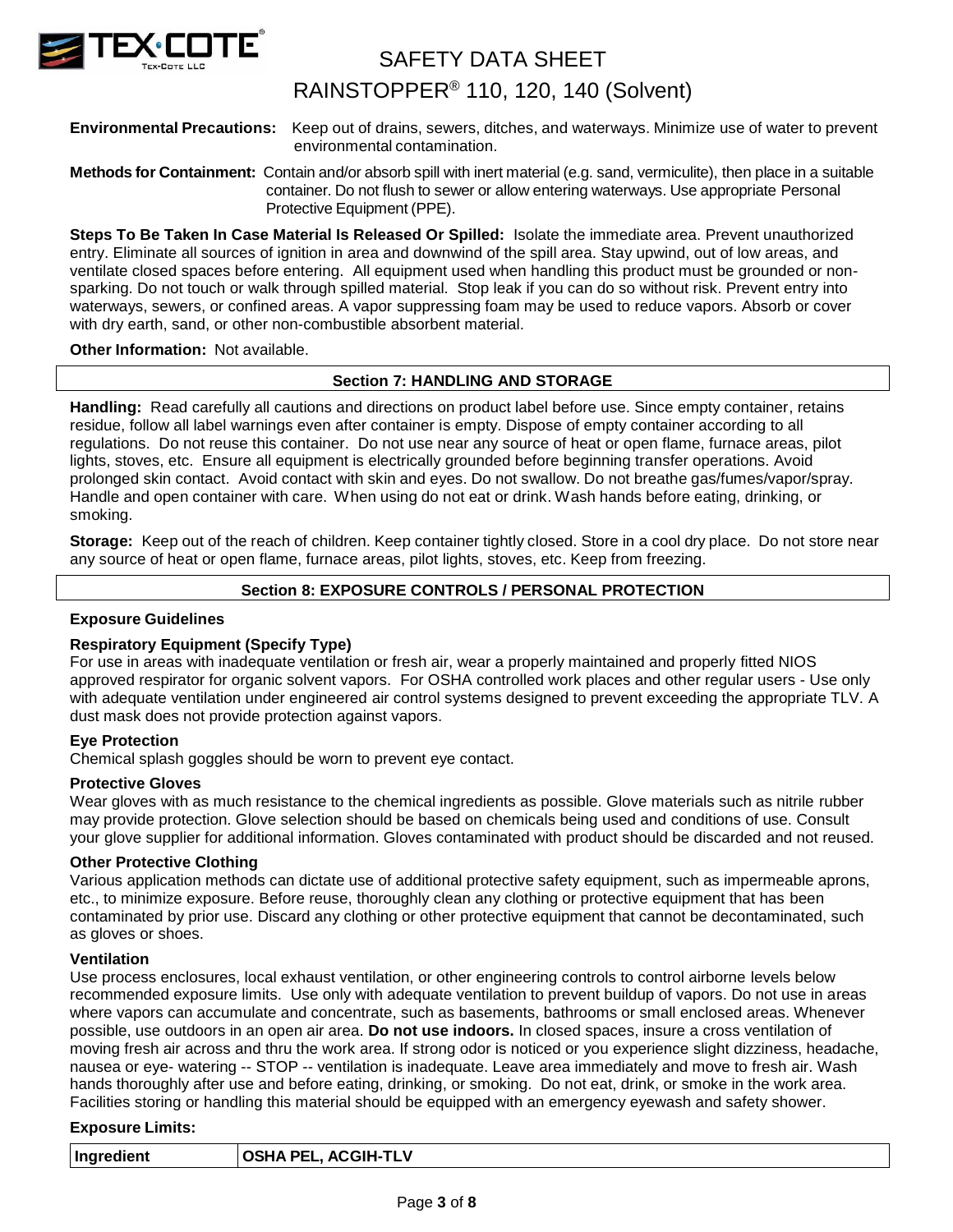**Environmental Precautions:** Keep out of drains, sewers, ditches, and waterways. Minimize use of water to prevent environmental contamination.

**Methods for Containment:** Contain and/or absorb spill with inert material (e.g. sand, vermiculite), then place in a suitable container. Do not flush to sewer or allow entering waterways. Use appropriate Personal Protective Equipment (PPE).

**Steps To Be Taken In Case Material Is Released Or Spilled:** Isolate the immediate area. Prevent unauthorized entry. Eliminate all sources of ignition in area and downwind of the spill area. Stay upwind, out of low areas, and ventilate closed spaces before entering. All equipment used when handling this product must be grounded or non-sparking. Do not touch or walk through spilled material. Stop leak if you can do so without risk. Prevent entry into waterways, sewers, or confined areas. A vapor suppressing foam may be used to reduce vapors. Absorb or cover with dry earth, sand, or other non-combustible absorbent material.

**Other Information:** Not available.

## Section 7: HANDLING AND STORAGE

**Handling:** Read carefully all cautions and directions on product label before use. Since empty container, retains residue, follow all label warnings even after container is empty. Dispose of empty container according to all regulations. Do not reuse this container. Do not use near any source of heat or open flame, furnace areas, pilot lights, stoves, etc. Ensure all equipment is electrically grounded before beginning transfer operations. Avoid prolonged skin contact. Avoid contact with skin and eyes. Do not swallow. Do not breathe gas/fumes/vapor/spray. Handle and open container with care. When using do not eat or drink. Wash hands before eating, drinking, or smoking.

**Storage:** Keep out of the reach of children. Keep container tightly closed. Store in a cool dry place. Do not store near any source of heat or open flame, furnace areas, pilot lights, stoves, etc. Keep from freezing.

## Section 8: EXPOSURE CONTROLS / PERSONAL PROTECTION

### Exposure Guidelines

### Respiratory Equipment (Specify Type)

For use in areas with inadequate ventilation or fresh air, wear a properly maintained and properly fitted NIOS approved respirator for organic solvent vapors. For OSHA controlled work places and other regular users - Use only with adequate ventilation under engineered air control systems designed to prevent exceeding the appropriate TLV. A dust mask does not provide protection against vapors.

### Eye Protection

Chemical splash goggles should be worn to prevent eye contact.

### Protective Gloves

Wear gloves with as much resistance to the chemical ingredients as possible. Glove materials such as nitrile rubber may provide protection. Glove selection should be based on chemicals being used and conditions of use. Consult your glove supplier for additional information. Gloves contaminated with product should be discarded and not reused.

### Other Protective Clothing

Various application methods can dictate use of additional protective safety equipment, such as impermeable aprons, etc., to minimize exposure. Before reuse, thoroughly clean any clothing or protective equipment that has been contaminated by prior use. Discard any clothing or other protective equipment that cannot be decontaminated, such as gloves or shoes.

### Ventilation

Use process enclosures, local exhaust ventilation, or other engineering controls to control airborne levels below recommended exposure limits. Use only with adequate ventilation to prevent buildup of vapors. Do not use in areas where vapors can accumulate and concentrate, such as basements, bathrooms or small enclosed areas. Whenever possible, use outdoors in an open air area. **Do not use indoors.** In closed spaces, insure a cross ventilation of moving fresh air across and thru the work area. If strong odor is noticed or you experience slight dizziness, headache, nausea or eye- watering -- STOP -- ventilation is inadequate. Leave area immediately and move to fresh air. Wash hands thoroughly after use and before eating, drinking, or smoking. Do not eat, drink, or smoke in the work area. Facilities storing or handling this material should be equipped with an emergency eyewash and safety shower.

### Exposure Limits:

| Ingredient | OSHA PEL, ACGIH-TLV |
|---|---|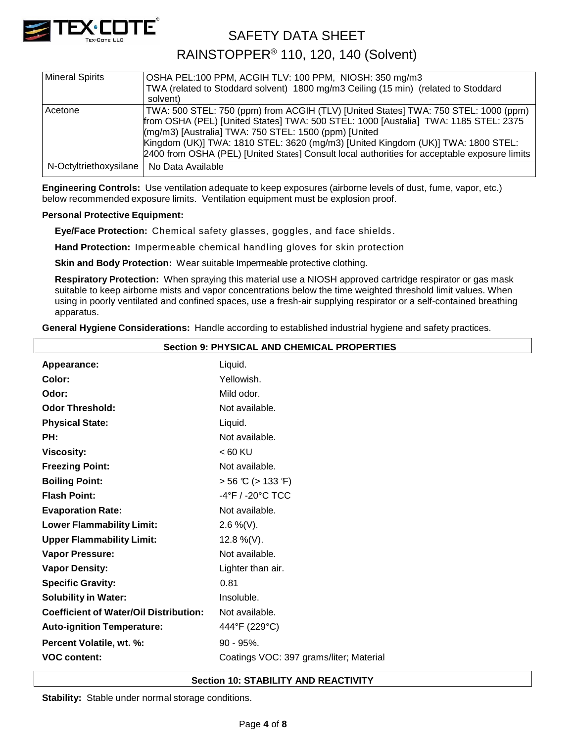| Mineral Spirits | OSHA PEL:100 PPM, ACGIH TLV: 100 PPM, NIOSH: 350 mg/m3 TWA (related to Stoddard solvent) 1800 mg/m3 Ceiling (15 min) (related to Stoddard solvent) |
|---|---|
| Acetone | TWA: 500 STEL: 750 (ppm) from ACGIH (TLV) [United States] TWA: 750 STEL: 1000 (ppm) from OSHA (PEL) [United States] TWA: 500 STEL: 1000 [Austalia] TWA: 1185 STEL: 2375 (mg/m3) [Australia] TWA: 750 STEL: 1500 (ppm) [United Kingdom (UK)] TWA: 1810 STEL: 3620 (mg/m3) [United Kingdom (UK)] TWA: 1800 STEL: 2400 from OSHA (PEL) [United States] Consult local authorities for acceptable exposure limits |
| N-Octyltriethoxysilane | No Data Available |

**Engineering Controls:** Use ventilation adequate to keep exposures (airborne levels of dust, fume, vapor, etc.) below recommended exposure limits. Ventilation equipment must be explosion proof.

**Personal Protective Equipment:**

**Eye/Face Protection:** Chemical safety glasses, goggles, and face shields.

**Hand Protection:** Impermeable chemical handling gloves for skin protection

**Skin and Body Protection:** Wear suitable Impermeable protective clothing.

**Respiratory Protection:** When spraying this material use a NIOSH approved cartridge respirator or gas mask suitable to keep airborne mists and vapor concentrations below the time weighted threshold limit values. When using in poorly ventilated and confined spaces, use a fresh-air supplying respirator or a self-contained breathing apparatus.

**General Hygiene Considerations:** Handle according to established industrial hygiene and safety practices.

## Section 9: PHYSICAL AND CHEMICAL PROPERTIES

| | |
|---|---|
| **Appearance:** | Liquid. |
| **Color:** | Yellowish. |
| **Odor:** | Mild odor. |
| **Odor Threshold:** | Not available. |
| **Physical State:** | Liquid. |
| **PH:** | Not available. |
| **Viscosity:** | < 60 KU |
| **Freezing Point:** | Not available. |
| **Boiling Point:** | > 56 ℃ (> 133 ℉) |
| **Flash Point:** | -4°F / -20°C TCC |
| **Evaporation Rate:** | Not available. |
| **Lower Flammability Limit:** | 2.6 %(V). |
| **Upper Flammability Limit:** | 12.8 %(V). |
| **Vapor Pressure:** | Not available. |
| **Vapor Density:** | Lighter than air. |
| **Specific Gravity:** | 0.81 |
| **Solubility in Water:** | Insoluble. |
| **Coefficient of Water/Oil Distribution:** | Not available. |
| **Auto-ignition Temperature:** | 444°F (229°C) |
| **Percent Volatile, wt. %:** | 90 - 95%. |
| **VOC content:** | Coatings VOC: 397 grams/liter; Material |

## Section 10: STABILITY AND REACTIVITY

**Stability:** Stable under normal storage conditions.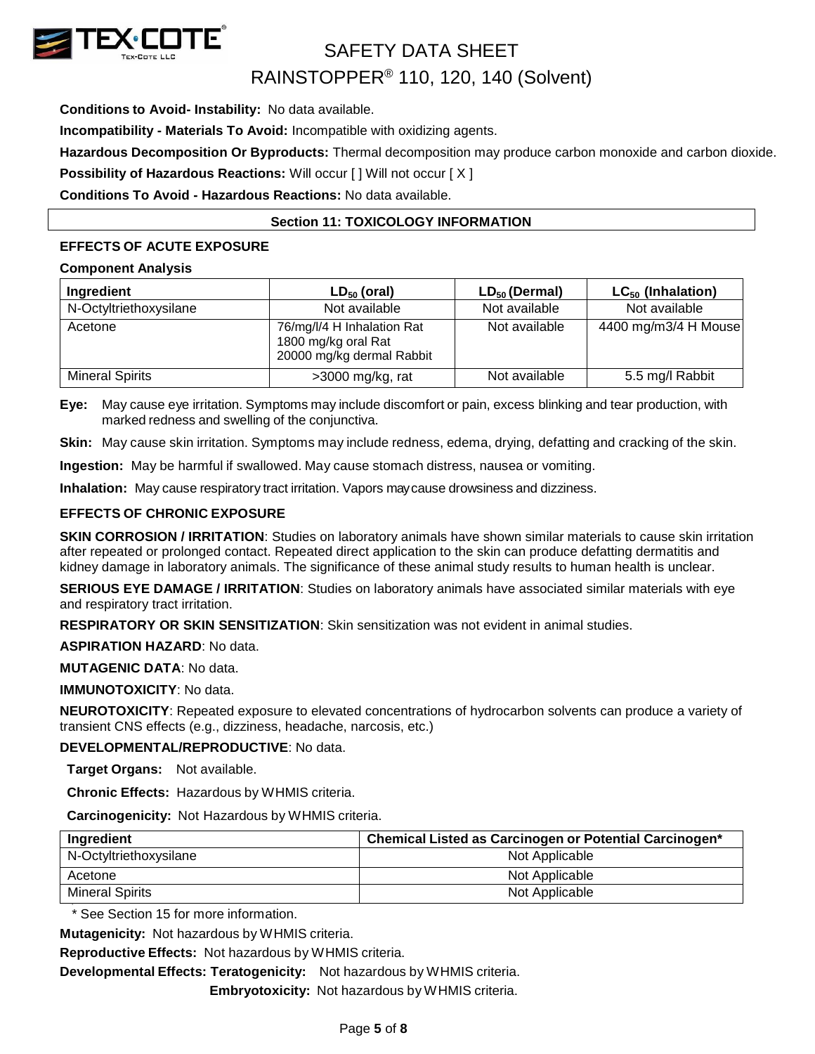**Conditions to Avoid- Instability:** No data available.

**Incompatibility - Materials To Avoid:** Incompatible with oxidizing agents.

**Hazardous Decomposition Or Byproducts:** Thermal decomposition may produce carbon monoxide and carbon dioxide.

**Possibility of Hazardous Reactions:** Will occur [ ] Will not occur [ X ]

**Conditions To Avoid - Hazardous Reactions:** No data available.

## Section 11: TOXICOLOGY INFORMATION

### EFFECTS OF ACUTE EXPOSURE

**Component Analysis**

| Ingredient | $LD_{50}$ (oral) | $LD_{50}$ (Dermal) | $LC_{50}$ (Inhalation) |
|---|---|---|---|
| N-Octyltriethoxysilane | Not available | Not available | Not available |
| Acetone | 76/mg/l/4 H Inhalation Rat<br>1800 mg/kg oral Rat<br>20000 mg/kg dermal Rabbit | Not available | 4400 mg/m3/4 H Mouse |
| Mineral Spirits | >3000 mg/kg, rat | Not available | 5.5 mg/l Rabbit |

**Eye:** May cause eye irritation. Symptoms may include discomfort or pain, excess blinking and tear production, with marked redness and swelling of the conjunctiva.

**Skin:** May cause skin irritation. Symptoms may include redness, edema, drying, defatting and cracking of the skin.

**Ingestion:** May be harmful if swallowed. May cause stomach distress, nausea or vomiting.

**Inhalation:** May cause respiratory tract irritation. Vapors may cause drowsiness and dizziness.

### EFFECTS OF CHRONIC EXPOSURE

**SKIN CORROSION / IRRITATION**: Studies on laboratory animals have shown similar materials to cause skin irritation after repeated or prolonged contact. Repeated direct application to the skin can produce defatting dermatitis and kidney damage in laboratory animals. The significance of these animal study results to human health is unclear.

**SERIOUS EYE DAMAGE / IRRITATION**: Studies on laboratory animals have associated similar materials with eye and respiratory tract irritation.

**RESPIRATORY OR SKIN SENSITIZATION**: Skin sensitization was not evident in animal studies.

**ASPIRATION HAZARD**: No data.

**MUTAGENIC DATA**: No data.

**IMMUNOTOXICITY**: No data.

**NEUROTOXICITY**: Repeated exposure to elevated concentrations of hydrocarbon solvents can produce a variety of transient CNS effects (e.g., dizziness, headache, narcosis, etc.)

**DEVELOPMENTAL/REPRODUCTIVE**: No data.

**Target Organs:** Not available.

**Chronic Effects:** Hazardous by WHMIS criteria.

**Carcinogenicity:** Not Hazardous by WHMIS criteria.

| Ingredient | Chemical Listed as Carcinogen or Potential Carcinogen* |
|---|---|
| N-Octyltriethoxysilane | Not Applicable |
| Acetone | Not Applicable |
| Mineral Spirits | Not Applicable |

\* See Section 15 for more information.

**Mutagenicity:** Not hazardous by WHMIS criteria.

**Reproductive Effects:** Not hazardous by WHMIS criteria.

**Developmental Effects: Teratogenicity:** Not hazardous by WHMIS criteria.

**Embryotoxicity:** Not hazardous by WHMIS criteria.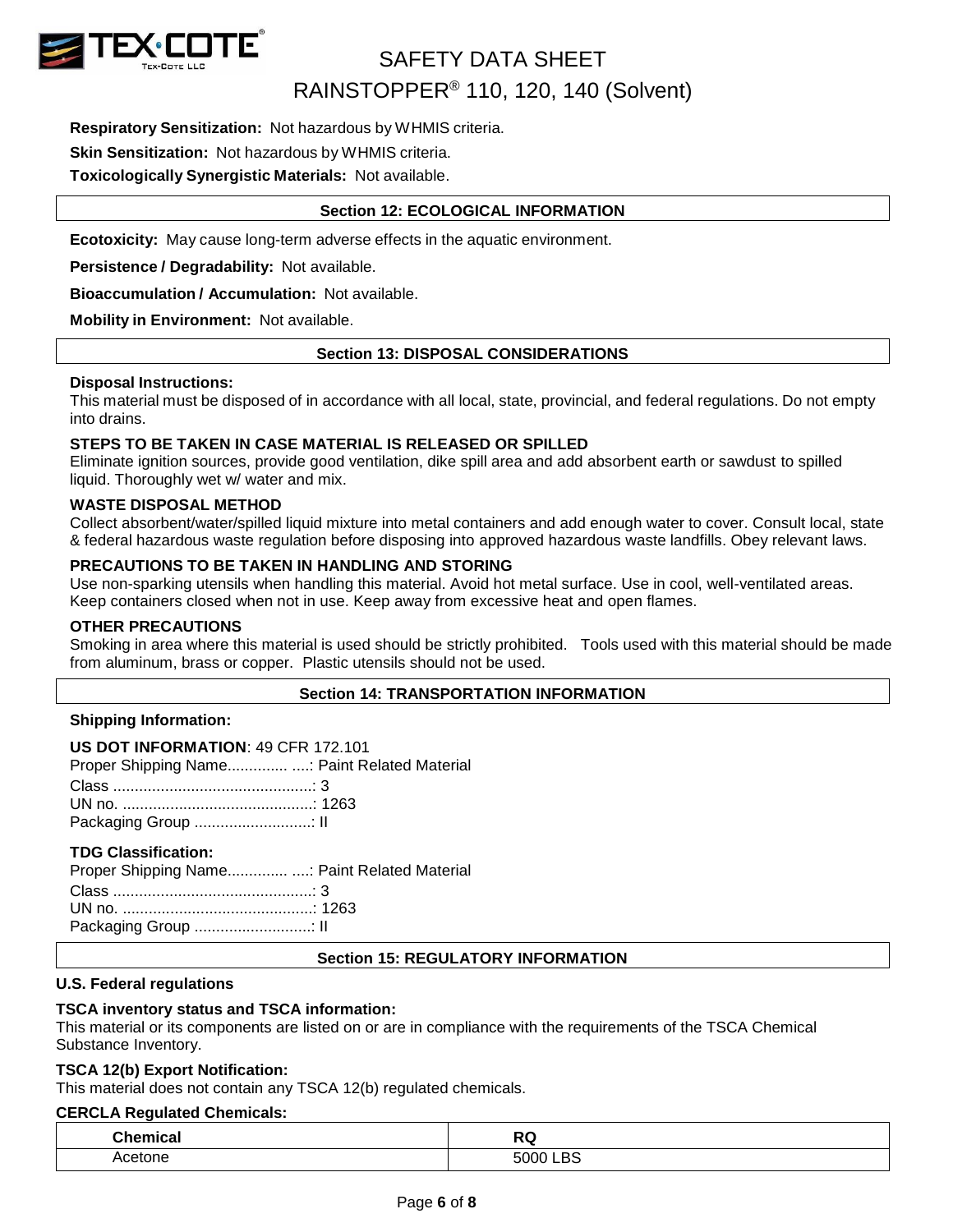**Respiratory Sensitization:** Not hazardous by WHMIS criteria.

**Skin Sensitization:** Not hazardous by WHMIS criteria.

**Toxicologically Synergistic Materials:** Not available.

## Section 12: ECOLOGICAL INFORMATION

**Ecotoxicity:** May cause long-term adverse effects in the aquatic environment.

**Persistence / Degradability:** Not available.

**Bioaccumulation / Accumulation:** Not available.

**Mobility in Environment:** Not available.

## Section 13: DISPOSAL CONSIDERATIONS

**Disposal Instructions:**
This material must be disposed of in accordance with all local, state, provincial, and federal regulations. Do not empty into drains.

**STEPS TO BE TAKEN IN CASE MATERIAL IS RELEASED OR SPILLED**
Eliminate ignition sources, provide good ventilation, dike spill area and add absorbent earth or sawdust to spilled liquid. Thoroughly wet w/ water and mix.

**WASTE DISPOSAL METHOD**
Collect absorbent/water/spilled liquid mixture into metal containers and add enough water to cover. Consult local, state & federal hazardous waste regulation before disposing into approved hazardous waste landfills. Obey relevant laws.

**PRECAUTIONS TO BE TAKEN IN HANDLING AND STORING**
Use non-sparking utensils when handling this material. Avoid hot metal surface. Use in cool, well-ventilated areas. Keep containers closed when not in use. Keep away from excessive heat and open flames.

**OTHER PRECAUTIONS**
Smoking in area where this material is used should be strictly prohibited. Tools used with this material should be made from aluminum, brass or copper. Plastic utensils should not be used.

## Section 14: TRANSPORTATION INFORMATION

**Shipping Information:**

**US DOT INFORMATION**: 49 CFR 172.101
Proper Shipping Name.............. ....: Paint Related Material
Class ..............................................: 3
UN no. ............................................: 1263
Packaging Group ...........................: II

**TDG Classification:**
Proper Shipping Name.............. ....: Paint Related Material
Class ..............................................: 3
UN no. ............................................: 1263
Packaging Group ...........................: II

## Section 15: REGULATORY INFORMATION

**U.S. Federal regulations**

**TSCA inventory status and TSCA information:**
This material or its components are listed on or are in compliance with the requirements of the TSCA Chemical Substance Inventory.

**TSCA 12(b) Export Notification:**
This material does not contain any TSCA 12(b) regulated chemicals.

**CERCLA Regulated Chemicals:**

| Chemical | RQ |
|---|---|
| Acetone | 5000 LBS |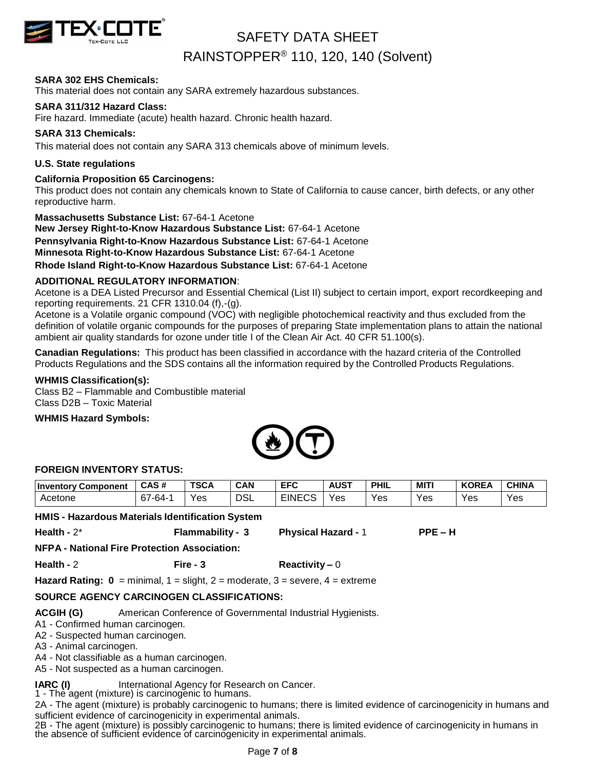**SARA 302 EHS Chemicals:**
This material does not contain any SARA extremely hazardous substances.

**SARA 311/312 Hazard Class:**
Fire hazard. Immediate (acute) health hazard. Chronic health hazard.

**SARA 313 Chemicals:**
This material does not contain any SARA 313 chemicals above of minimum levels.

**U.S. State regulations**

**California Proposition 65 Carcinogens:**
This product does not contain any chemicals known to State of California to cause cancer, birth defects, or any other reproductive harm.

**Massachusetts Substance List:** 67-64-1 Acetone
**New Jersey Right-to-Know Hazardous Substance List:** 67-64-1 Acetone
**Pennsylvania Right-to-Know Hazardous Substance List:** 67-64-1 Acetone
**Minnesota Right-to-Know Hazardous Substance List:** 67-64-1 Acetone
**Rhode Island Right-to-Know Hazardous Substance List:** 67-64-1 Acetone

**ADDITIONAL REGULATORY INFORMATION**:
Acetone is a DEA Listed Precursor and Essential Chemical (List II) subject to certain import, export recordkeeping and reporting requirements. 21 CFR 1310.04 (f),-(g).
Acetone is a Volatile organic compound (VOC) with negligible photochemical reactivity and thus excluded from the definition of volatile organic compounds for the purposes of preparing State implementation plans to attain the national ambient air quality standards for ozone under title I of the Clean Air Act. 40 CFR 51.100(s).

**Canadian Regulations:** This product has been classified in accordance with the hazard criteria of the Controlled Products Regulations and the SDS contains all the information required by the Controlled Products Regulations.

**WHMIS Classification(s):**
Class B2 – Flammable and Combustible material
Class D2B – Toxic Material

**WHMIS Hazard Symbols:**

**FOREIGN INVENTORY STATUS:**

| Inventory Component | CAS # | TSCA | CAN | EFC | AUST | PHIL | MITI | KOREA | CHINA |
|---|---|---|---|---|---|---|---|---|---|
| Acetone | 67-64-1 | Yes | DSL | EINECS | Yes | Yes | Yes | Yes | Yes |

**HMIS - Hazardous Materials Identification System**

**Health -** 2* **Flammability - 3** **Physical Hazard -** 1 **PPE – H**

**NFPA - National Fire Protection Association:**

**Health -** 2 **Fire - 3** **Reactivity –** 0

**Hazard Rating: 0** = minimal, 1 = slight, 2 = moderate, 3 = severe, 4 = extreme

**SOURCE AGENCY CARCINOGEN CLASSIFICATIONS:**

**ACGIH (G)** American Conference of Governmental Industrial Hygienists.
A1 - Confirmed human carcinogen.
A2 - Suspected human carcinogen.
A3 - Animal carcinogen.
A4 - Not classifiable as a human carcinogen.
A5 - Not suspected as a human carcinogen.

**IARC (I)** International Agency for Research on Cancer.
1 - The agent (mixture) is carcinogenic to humans.
2A - The agent (mixture) is probably carcinogenic to humans; there is limited evidence of carcinogenicity in humans and sufficient evidence of carcinogenicity in experimental animals.
2B - The agent (mixture) is possibly carcinogenic to humans; there is limited evidence of carcinogenicity in humans in the absence of sufficient evidence of carcinogenicity in experimental animals.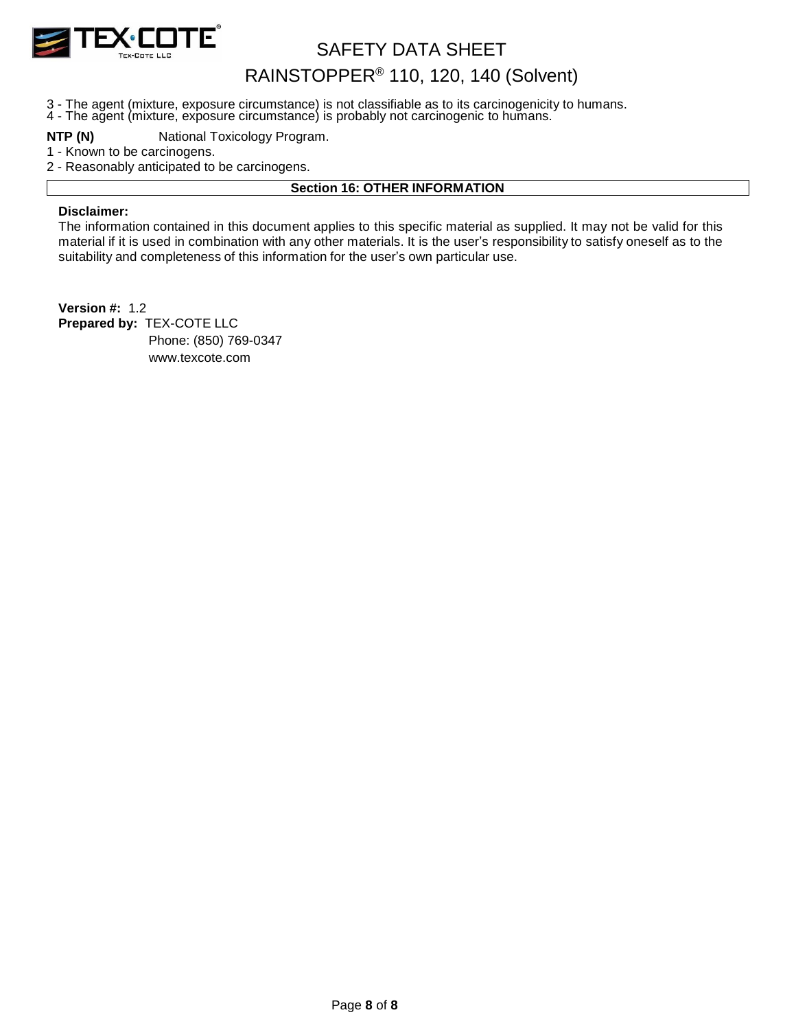3 - The agent (mixture, exposure circumstance) is not classifiable as to its carcinogenicity to humans.
4 - The agent (mixture, exposure circumstance) is probably not carcinogenic to humans.

**NTP (N)** National Toxicology Program.

1 - Known to be carcinogens.
2 - Reasonably anticipated to be carcinogens.

## Section 16: OTHER INFORMATION

**Disclaimer:**
The information contained in this document applies to this specific material as supplied. It may not be valid for this material if it is used in combination with any other materials. It is the user's responsibility to satisfy oneself as to the suitability and completeness of this information for the user's own particular use.

**Version #:** 1.2
**Prepared by:** TEX-COTE LLC
Phone: (850) 769-0347
www.texcote.com